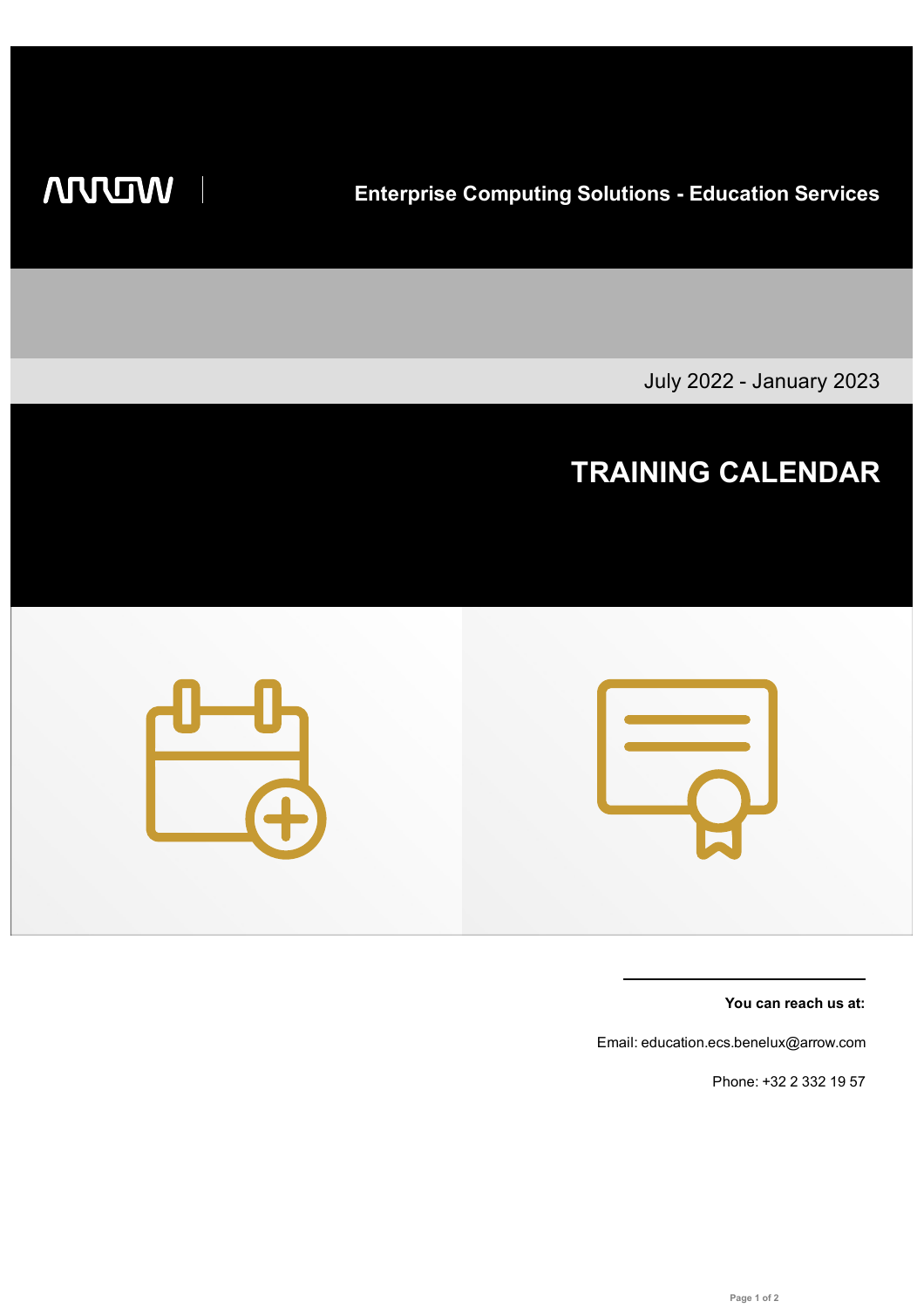ARROW

Enterprise Computing Solutions - Education Services

July 2022 - January 2023

# TRAINING CALENDAR

**You can reach us at:**

Email: education.ecs.benelux@arrow.com

Phone: +32 2 332 19 57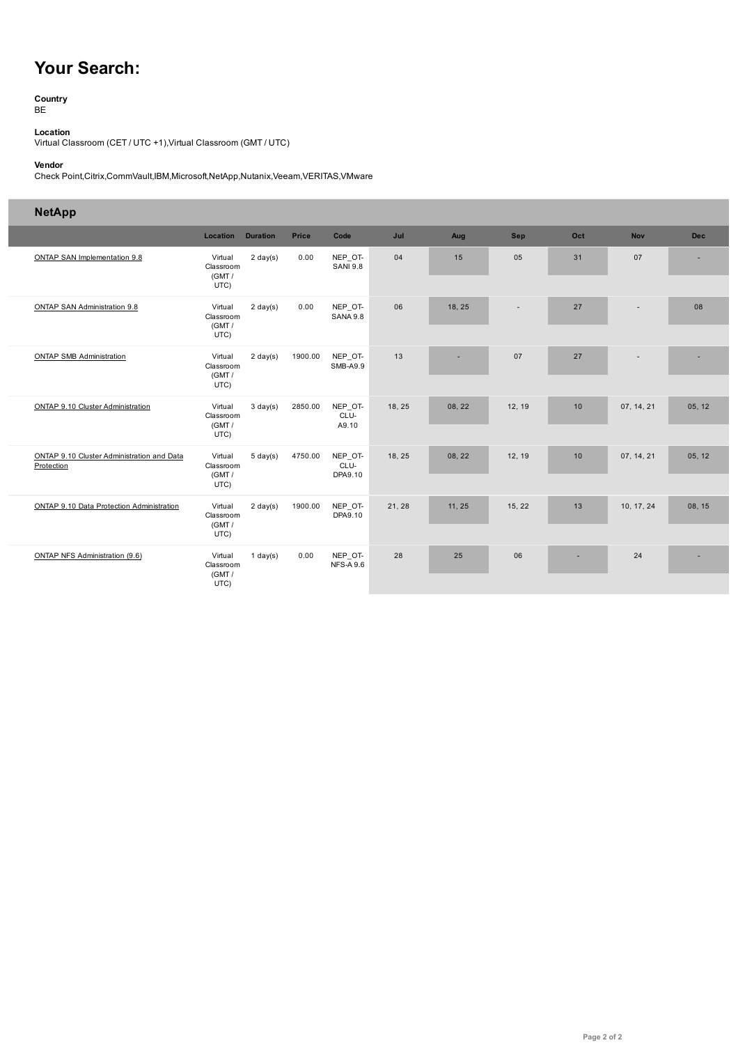# Your Search:

**Country**
BE

**Location**
Virtual Classroom (CET / UTC +1),Virtual Classroom (GMT / UTC)

**Vendor**
Check Point,Citrix,CommVault,IBM,Microsoft,NetApp,Nutanix,Veeam,VERITAS,VMware

## NetApp

| | Location | Duration | Price | Code | Jul | Aug | Sep | Oct | Nov | Dec |
|---|---|---|---|---|---|---|---|---|---|---|
| ONTAP SAN Implementation 9.8 | Virtual Classroom (GMT / UTC) | 2 day(s) | 0.00 | NEP_OT-SANI 9.8 | 04 | 15 | 05 | 31 | 07 | - |
| ONTAP SAN Administration 9.8 | Virtual Classroom (GMT / UTC) | 2 day(s) | 0.00 | NEP_OT-SANA 9.8 | 06 | 18, 25 | - | 27 | - | 08 |
| ONTAP SMB Administration | Virtual Classroom (GMT / UTC) | 2 day(s) | 1900.00 | NEP_OT-SMB-A9.9 | 13 | - | 07 | 27 | - | - |
| ONTAP 9.10 Cluster Administration | Virtual Classroom (GMT / UTC) | 3 day(s) | 2850.00 | NEP_OT-CLU-A9.10 | 18, 25 | 08, 22 | 12, 19 | 10 | 07, 14, 21 | 05, 12 |
| ONTAP 9.10 Cluster Administration and Data Protection | Virtual Classroom (GMT / UTC) | 5 day(s) | 4750.00 | NEP_OT-CLU-DPA9.10 | 18, 25 | 08, 22 | 12, 19 | 10 | 07, 14, 21 | 05, 12 |
| ONTAP 9.10 Data Protection Administration | Virtual Classroom (GMT / UTC) | 2 day(s) | 1900.00 | NEP_OT-DPA9.10 | 21, 28 | 11, 25 | 15, 22 | 13 | 10, 17, 24 | 08, 15 |
| ONTAP NFS Administration (9.6) | Virtual Classroom (GMT / UTC) | 1 day(s) | 0.00 | NEP_OT-NFS-A 9.6 | 28 | 25 | 06 | - | 24 | - |